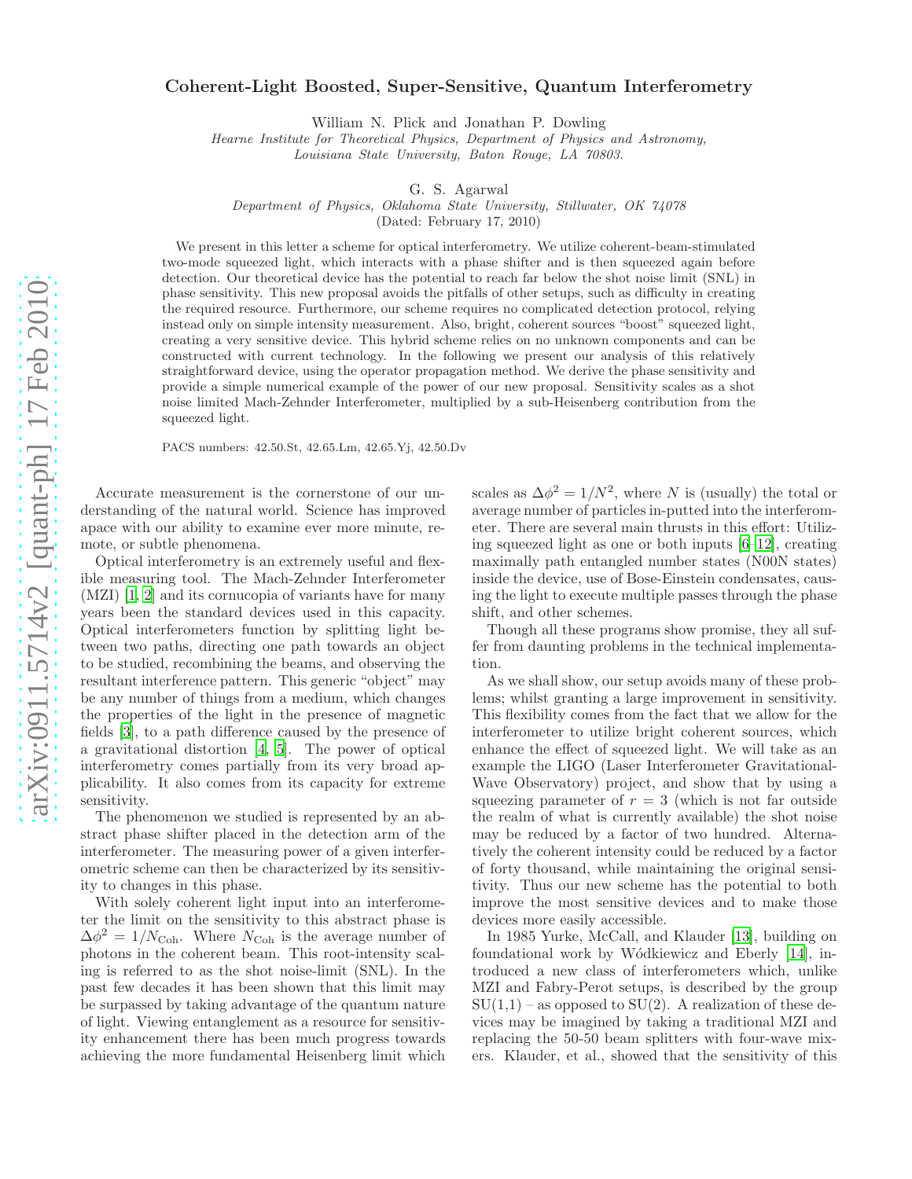# Coherent-Light Boosted, Super-Sensitive, Quantum Interferometry

William N. Plick and Jonathan P. Dowling

*Hearne Institute for Theoretical Physics, Department of Physics and Astronomy, Louisiana State University, Baton Rouge, LA 70803.*

G. S. Agarwal

*Department of Physics, Oklahoma State University, Stillwater, OK 74078*

(Dated: February 17, 2010)

We present in this letter a scheme for optical interferometry. We utilize coherent-beam-stimulated two-mode squeezed light, which interacts with a phase shifter and is then squeezed again before detection. Our theoretical device has the potential to reach far below the shot noise limit (SNL) in phase sensitivity. This new proposal avoids the pitfalls of other setups, such as difficulty in creating the required resource. Furthermore, our scheme requires no complicated detection protocol, relying instead only on simple intensity measurement. Also, bright, coherent sources "boost" squeezed light, creating a very sensitive device. This hybrid scheme relies on no unknown components and can be constructed with current technology. In the following we present our analysis of this relatively straightforward device, using the operator propagation method. We derive the phase sensitivity and provide a simple numerical example of the power of our new proposal. Sensitivity scales as a shot noise limited Mach-Zehnder Interferometer, multiplied by a sub-Heisenberg contribution from the squeezed light.

PACS numbers: 42.50.St, 42.65.Lm, 42.65.Yj, 42.50.Dv

Accurate measurement is the cornerstone of our understanding of the natural world. Science has improved apace with our ability to examine ever more minute, remote, or subtle phenomena.

Optical interferometry is an extremely useful and flexible measuring tool. The Mach-Zehnder Interferometer (MZI) [1, 2] and its cornucopia of variants have for many years been the standard devices used in this capacity. Optical interferometers function by splitting light between two paths, directing one path towards an object to be studied, recombining the beams, and observing the resultant interference pattern. This generic "object" may be any number of things from a medium, which changes the properties of the light in the presence of magnetic fields [3], to a path difference caused by the presence of a gravitational distortion [4, 5]. The power of optical interferometry comes partially from its very broad applicability. It also comes from its capacity for extreme sensitivity.

The phenomenon we studied is represented by an abstract phase shifter placed in the detection arm of the interferometer. The measuring power of a given interferometric scheme can then be characterized by its sensitivity to changes in this phase.

With solely coherent light input into an interferometer the limit on the sensitivity to this abstract phase is $\Delta\phi^2 = 1/N_{\mathrm{Coh}}$. Where $N_{\mathrm{Coh}}$ is the average number of photons in the coherent beam. This root-intensity scaling is referred to as the shot noise-limit (SNL). In the past few decades it has been shown that this limit may be surpassed by taking advantage of the quantum nature of light. Viewing entanglement as a resource for sensitivity enhancement there has been much progress towards achieving the more fundamental Heisenberg limit which scales as $\Delta\phi^2 = 1/N^2$, where $N$ is (usually) the total or average number of particles in-putted into the interferometer. There are several main thrusts in this effort: Utilizing squeezed light as one or both inputs [6–12], creating maximally path entangled number states (N00N states) inside the device, use of Bose-Einstein condensates, causing the light to execute multiple passes through the phase shift, and other schemes.

Though all these programs show promise, they all suffer from daunting problems in the technical implementation.

As we shall show, our setup avoids many of these problems; whilst granting a large improvement in sensitivity. This flexibility comes from the fact that we allow for the interferometer to utilize bright coherent sources, which enhance the effect of squeezed light. We will take as an example the LIGO (Laser Interferometer Gravitational-Wave Observatory) project, and show that by using a squeezing parameter of $r = 3$ (which is not far outside the realm of what is currently available) the shot noise may be reduced by a factor of two hundred. Alternatively the coherent intensity could be reduced by a factor of forty thousand, while maintaining the original sensitivity. Thus our new scheme has the potential to both improve the most sensitive devices and to make those devices more easily accessible.

In 1985 Yurke, McCall, and Klauder [13], building on foundational work by Wódkiewicz and Eberly [14], introduced a new class of interferometers which, unlike MZI and Fabry-Perot setups, is described by the group SU(1,1) – as opposed to SU(2). A realization of these devices may be imagined by taking a traditional MZI and replacing the 50-50 beam splitters with four-wave mixers. Klauder, et al., showed that the sensitivity of this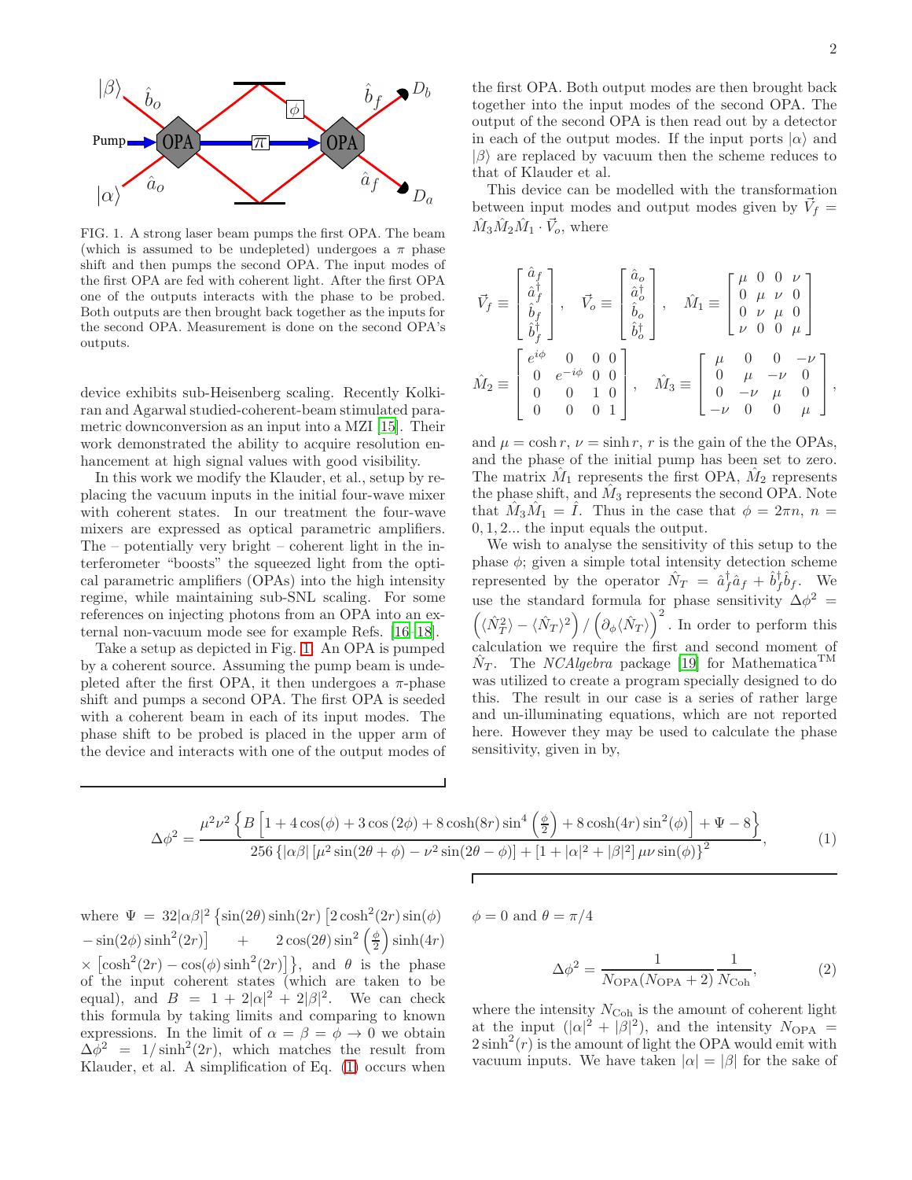FIG. 1. A strong laser beam pumps the first OPA. The beam (which is assumed to be undepleted) undergoes a $\pi$ phase shift and then pumps the second OPA. The input modes of the first OPA are fed with coherent light. After the first OPA one of the outputs interacts with the phase to be probed. Both outputs are then brought back together as the inputs for the second OPA. Measurement is done on the second OPA's outputs.

device exhibits sub-Heisenberg scaling. Recently Kolkiran and Agarwal studied-coherent-beam stimulated parametric downconversion as an input into a MZI [15]. Their work demonstrated the ability to acquire resolution enhancement at high signal values with good visibility.

In this work we modify the Klauder, et al., setup by replacing the vacuum inputs in the initial four-wave mixer with coherent states. In our treatment the four-wave mixers are expressed as optical parametric amplifiers. The – potentially very bright – coherent light in the interferometer "boosts" the squeezed light from the optical parametric amplifiers (OPAs) into the high intensity regime, while maintaining sub-SNL scaling. For some references on injecting photons from an OPA into an external non-vacuum mode see for example Refs. [16–18].

Take a setup as depicted in Fig. 1. An OPA is pumped by a coherent source. Assuming the pump beam is undepleted after the first OPA, it then undergoes a $\pi$-phase shift and pumps a second OPA. The first OPA is seeded with a coherent beam in each of its input modes. The phase shift to be probed is placed in the upper arm of the device and interacts with one of the output modes of the first OPA. Both output modes are then brought back together into the input modes of the second OPA. The output of the second OPA is then read out by a detector in each of the output modes. If the input ports $|\alpha\rangle$ and $|\beta\rangle$ are replaced by vacuum then the scheme reduces to that of Klauder et al.

This device can be modelled with the transformation between input modes and output modes given by $\vec{V}_f = \hat{M}_3\hat{M}_2\hat{M}_1 \cdot \vec{V}_o$, where

$$\vec{V}_f \equiv \begin{bmatrix} \hat{a}_f \\ \hat{a}_f^\dagger \\ \hat{b}_f \\ \hat{b}_f^\dagger \end{bmatrix}, \quad \vec{V}_o \equiv \begin{bmatrix} \hat{a}_o \\ \hat{a}_o^\dagger \\ \hat{b}_o \\ \hat{b}_o^\dagger \end{bmatrix}, \quad \hat{M}_1 \equiv \begin{bmatrix} \mu & 0 & 0 & \nu \\ 0 & \mu & \nu & 0 \\ 0 & \nu & \mu & 0 \\ \nu & 0 & 0 & \mu \end{bmatrix}$$

$$\hat{M}_2 \equiv \begin{bmatrix} e^{i\phi} & 0 & 0 & 0 \\ 0 & e^{-i\phi} & 0 & 0 \\ 0 & 0 & 1 & 0 \\ 0 & 0 & 0 & 1 \end{bmatrix}, \quad \hat{M}_3 \equiv \begin{bmatrix} \mu & 0 & 0 & -\nu \\ 0 & \mu & -\nu & 0 \\ 0 & -\nu & \mu & 0 \\ -\nu & 0 & 0 & \mu \end{bmatrix},$$

and $\mu = \cosh r$, $\nu = \sinh r$, $r$ is the gain of the the OPAs, and the phase of the initial pump has been set to zero. The matrix $\hat{M}_1$ represents the first OPA, $\hat{M}_2$ represents the phase shift, and $\hat{M}_3$ represents the second OPA. Note that $\hat{M}_3\hat{M}_1 = \hat{I}$. Thus in the case that $\phi = 2\pi n$, $n = 0, 1, 2...$ the input equals the output.

We wish to analyse the sensitivity of this setup to the phase $\phi$; given a simple total intensity detection scheme represented by the operator $\hat{N}_T = \hat{a}_f^\dagger \hat{a}_f + \hat{b}_f^\dagger \hat{b}_f$. We use the standard formula for phase sensitivity $\Delta\phi^2 = \left(\langle \hat{N}_T^2 \rangle - \langle \hat{N}_T \rangle^2\right) / \left(\partial_\phi \langle \hat{N}_T \rangle\right)^2$. In order to perform this calculation we require the first and second moment of $\hat{N}_T$. The *NCAlgebra* package [19] for Mathematica™ was utilized to create a program specially designed to do this. The result in our case is a series of rather large and un-illuminating equations, which are not reported here. However they may be used to calculate the phase sensitivity, given in by,

$$\Delta\phi^2 = \frac{\mu^2\nu^2\left\{B\left[1 + 4\cos(\phi) + 3\cos(2\phi) + 8\cosh(8r)\sin^4\left(\frac{\phi}{2}\right) + 8\cosh(4r)\sin^2(\phi)\right] + \Psi - 8\right\}}{256\left\{|\alpha\beta|\left[\mu^2\sin(2\theta+\phi) - \nu^2\sin(2\theta-\phi)\right] + \left[1 + |\alpha|^2 + |\beta|^2\right]\mu\nu\sin(\phi)\right\}^2}, \tag{1}$$

where $\Psi = 32|\alpha\beta|^2\left\{\sin(2\theta)\sinh(2r)\left[2\cosh^2(2r)\sin(\phi) - \sin(2\phi)\sinh^2(2r)\right] + 2\cos(2\theta)\sin^2\left(\frac{\phi}{2}\right)\sinh(4r) \times \left[\cosh^2(2r) - \cos(\phi)\sinh^2(2r)\right]\right\}$, and $\theta$ is the phase of the input coherent states (which are taken to be equal), and $B = 1 + 2|\alpha|^2 + 2|\beta|^2$. We can check this formula by taking limits and comparing to known expressions. In the limit of $\alpha = \beta = \phi \to 0$ we obtain $\Delta\phi^2 = 1/\sinh^2(2r)$, which matches the result from Klauder, et al. A simplification of Eq. (1) occurs when $\phi = 0$ and $\theta = \pi/4$

$$\Delta\phi^2 = \frac{1}{N_{\mathrm{OPA}}(N_{\mathrm{OPA}}+2)}\frac{1}{N_{\mathrm{Coh}}}, \tag{2}$$

where the intensity $N_{\mathrm{Coh}}$ is the amount of coherent light at the input ($|\alpha|^2 + |\beta|^2$), and the intensity $N_{\mathrm{OPA}} = 2\sinh^2(r)$ is the amount of light the OPA would emit with vacuum inputs. We have taken $|\alpha| = |\beta|$ for the sake of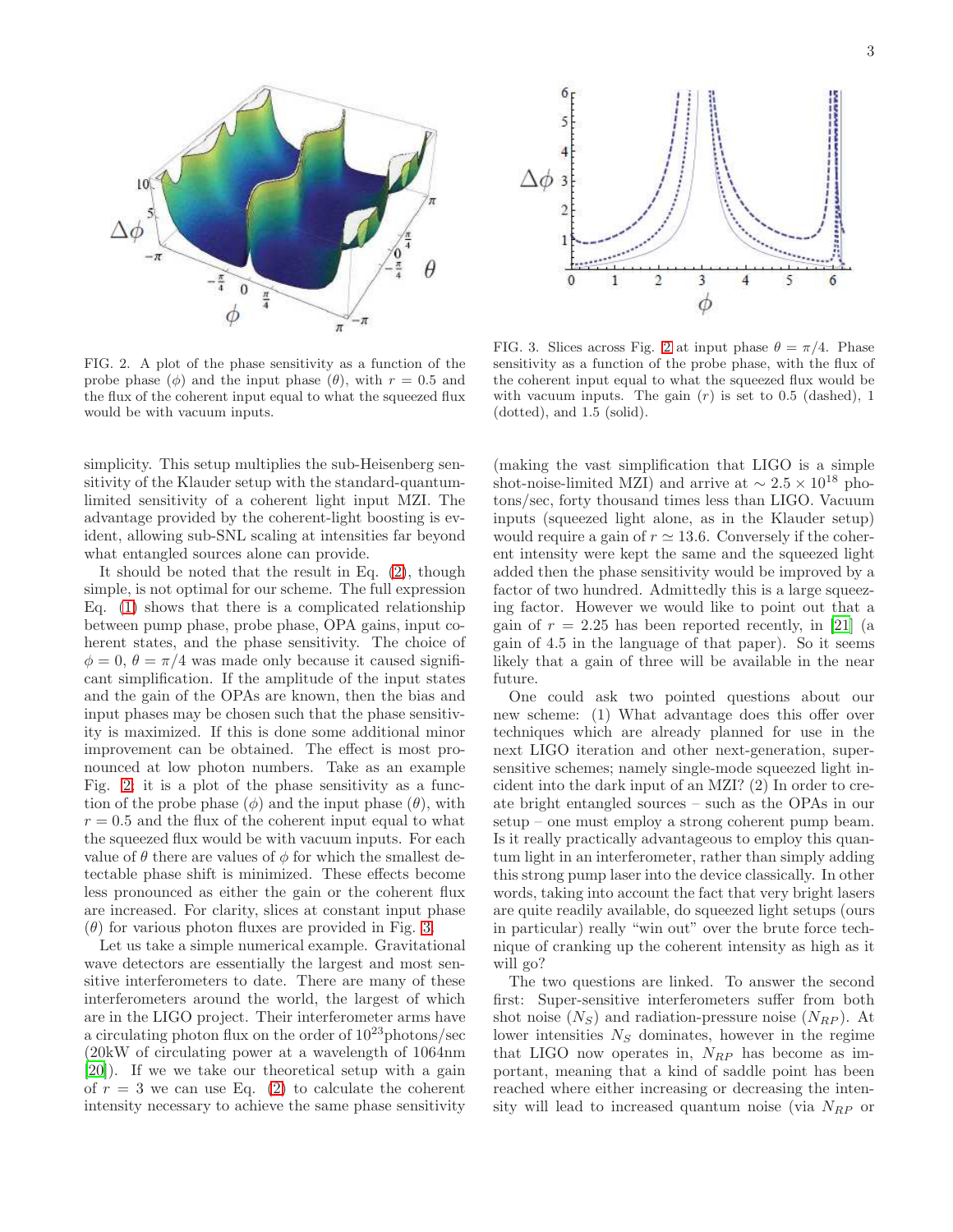FIG. 2. A plot of the phase sensitivity as a function of the probe phase ($\phi$) and the input phase ($\theta$), with $r = 0.5$ and the flux of the coherent input equal to what the squeezed flux would be with vacuum inputs.

FIG. 3. Slices across Fig. 2 at input phase $\theta = \pi/4$. Phase sensitivity as a function of the probe phase, with the flux of the coherent input equal to what the squeezed flux would be with vacuum inputs. The gain ($r$) is set to 0.5 (dashed), 1 (dotted), and 1.5 (solid).

simplicity. This setup multiplies the sub-Heisenberg sensitivity of the Klauder setup with the standard-quantum-limited sensitivity of a coherent light input MZI. The advantage provided by the coherent-light boosting is evident, allowing sub-SNL scaling at intensities far beyond what entangled sources alone can provide.

It should be noted that the result in Eq. (2), though simple, is not optimal for our scheme. The full expression Eq. (1) shows that there is a complicated relationship between pump phase, probe phase, OPA gains, input coherent states, and the phase sensitivity. The choice of $\phi = 0$, $\theta = \pi/4$ was made only because it caused significant simplification. If the amplitude of the input states and the gain of the OPAs are known, then the bias and input phases may be chosen such that the phase sensitivity is maximized. If this is done some additional minor improvement can be obtained. The effect is most pronounced at low photon numbers. Take as an example Fig. 2; it is a plot of the phase sensitivity as a function of the probe phase ($\phi$) and the input phase ($\theta$), with $r = 0.5$ and the flux of the coherent input equal to what the squeezed flux would be with vacuum inputs. For each value of $\theta$ there are values of $\phi$ for which the smallest detectable phase shift is minimized. These effects become less pronounced as either the gain or the coherent flux are increased. For clarity, slices at constant input phase ($\theta$) for various photon fluxes are provided in Fig. 3.

Let us take a simple numerical example. Gravitational wave detectors are essentially the largest and most sensitive interferometers to date. There are many of these interferometers around the world, the largest of which are in the LIGO project. Their interferometer arms have a circulating photon flux on the order of $10^{23}$photons/sec (20kW of circulating power at a wavelength of 1064nm [20]). If we we take our theoretical setup with a gain of $r = 3$ we can use Eq. (2) to calculate the coherent intensity necessary to achieve the same phase sensitivity (making the vast simplification that LIGO is a simple shot-noise-limited MZI) and arrive at $\sim 2.5 \times 10^{18}$ photons/sec, forty thousand times less than LIGO. Vacuum inputs (squeezed light alone, as in the Klauder setup) would require a gain of $r \simeq 13.6$. Conversely if the coherent intensity were kept the same and the squeezed light added then the phase sensitivity would be improved by a factor of two hundred. Admittedly this is a large squeezing factor. However we would like to point out that a gain of $r = 2.25$ has been reported recently, in [21] (a gain of 4.5 in the language of that paper). So it seems likely that a gain of three will be available in the near future.

One could ask two pointed questions about our new scheme: (1) What advantage does this offer over techniques which are already planned for use in the next LIGO iteration and other next-generation, super-sensitive schemes; namely single-mode squeezed light incident into the dark input of an MZI? (2) In order to create bright entangled sources – such as the OPAs in our setup – one must employ a strong coherent pump beam. Is it really practically advantageous to employ this quantum light in an interferometer, rather than simply adding this strong pump laser into the device classically. In other words, taking into account the fact that very bright lasers are quite readily available, do squeezed light setups (ours in particular) really "win out" over the brute force technique of cranking up the coherent intensity as high as it will go?

The two questions are linked. To answer the second first: Super-sensitive interferometers suffer from both shot noise ($N_S$) and radiation-pressure noise ($N_{RP}$). At lower intensities $N_S$ dominates, however in the regime that LIGO now operates in, $N_{RP}$ has become as important, meaning that a kind of saddle point has been reached where either increasing or decreasing the intensity will lead to increased quantum noise (via $N_{RP}$ or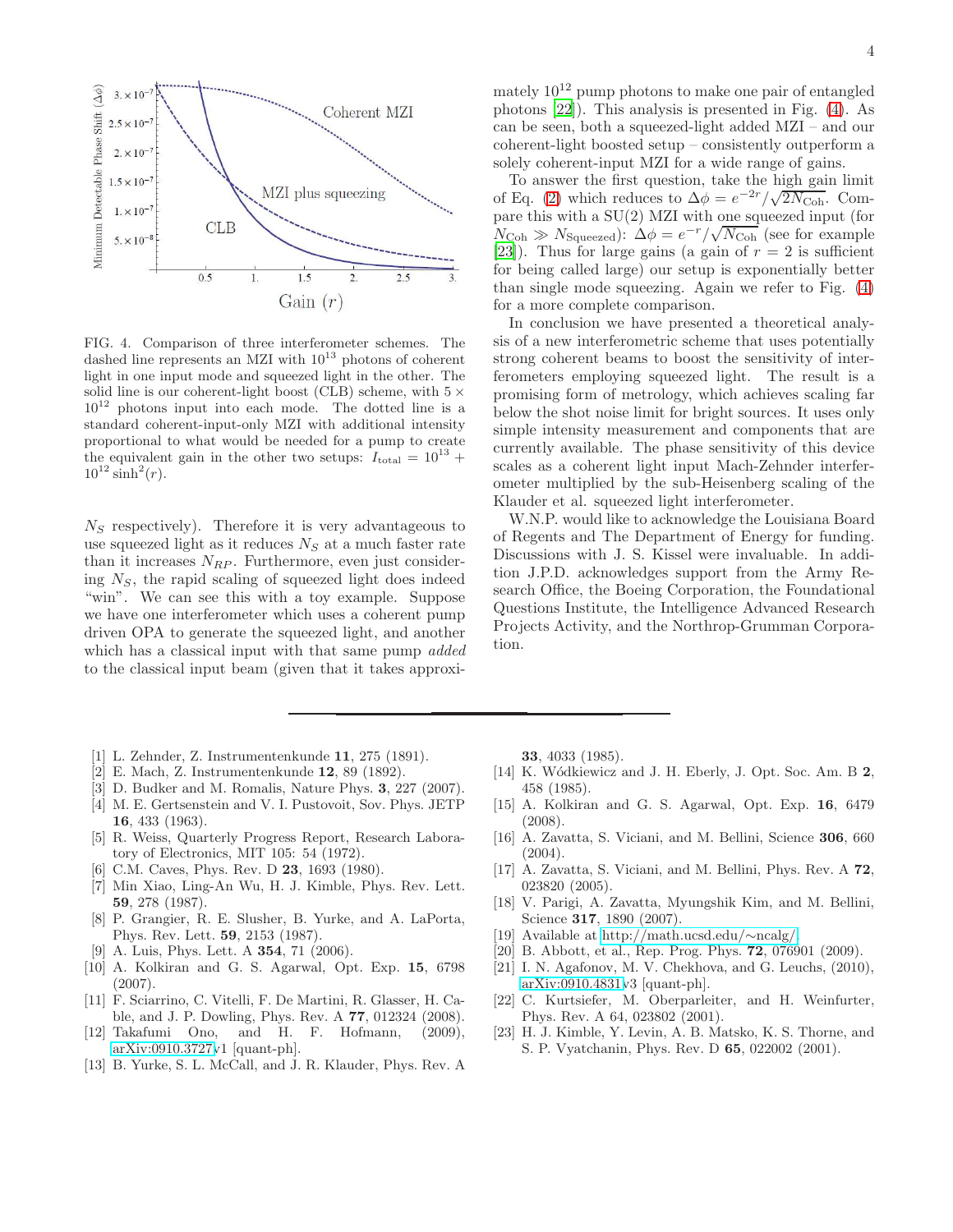Minimum Detectable Phase Shift ($\Delta\phi$)

$3.\times10^{-7}$

$2.5\times10^{-7}$

$2.\times10^{-7}$

$1.5\times10^{-7}$

$1.\times10^{-7}$

$5.\times10^{-8}$

0.5 1. 1.5 2. 2.5 3.

Gain ($r$)

Coherent MZI

MZI plus squeezing

CLB

FIG. 4. Comparison of three interferometer schemes. The dashed line represents an MZI with $10^{13}$ photons of coherent light in one input mode and squeezed light in the other. The solid line is our coherent-light boost (CLB) scheme, with $5\times10^{12}$ photons input into each mode. The dotted line is a standard coherent-input-only MZI with additional intensity proportional to what would be needed for a pump to create the equivalent gain in the other two setups: $I_{\text{total}} = 10^{13} + 10^{12}\sinh^2(r)$.

$N_S$ respectively). Therefore it is very advantageous to use squeezed light as it reduces $N_S$ at a much faster rate than it increases $N_{RP}$. Furthermore, even just considering $N_S$, the rapid scaling of squeezed light does indeed "win". We can see this with a toy example. Suppose we have one interferometer which uses a coherent pump driven OPA to generate the squeezed light, and another which has a classical input with that same pump *added* to the classical input beam (given that it takes approximately $10^{12}$ pump photons to make one pair of entangled photons [22]). This analysis is presented in Fig. (4). As can be seen, both a squeezed-light added MZI – and our coherent-light boosted setup – consistently outperform a solely coherent-input MZI for a wide range of gains.

To answer the first question, take the high gain limit of Eq. (2) which reduces to $\Delta\phi = e^{-2r}/\sqrt{2N_{\text{Coh}}}$. Compare this with a SU(2) MZI with one squeezed input (for $N_{\text{Coh}} \gg N_{\text{Squeezed}}$): $\Delta\phi = e^{-r}/\sqrt{N_{\text{Coh}}}$ (see for example [23]). Thus for large gains (a gain of $r = 2$ is sufficient for being called large) our setup is exponentially better than single mode squeezing. Again we refer to Fig. (4) for a more complete comparison.

In conclusion we have presented a theoretical analysis of a new interferometric scheme that uses potentially strong coherent beams to boost the sensitivity of interferometers employing squeezed light. The result is a promising form of metrology, which achieves scaling far below the shot noise limit for bright sources. It uses only simple intensity measurement and components that are currently available. The phase sensitivity of this device scales as a coherent light input Mach-Zehnder interferometer multiplied by the sub-Heisenberg scaling of the Klauder et al. squeezed light interferometer.

W.N.P. would like to acknowledge the Louisiana Board of Regents and The Department of Energy for funding. Discussions with J. S. Kissel were invaluable. In addition J.P.D. acknowledges support from the Army Research Office, the Boeing Corporation, the Foundational Questions Institute, the Intelligence Advanced Research Projects Activity, and the Northrop-Grumman Corporation.

---

[1] L. Zehnder, Z. Instrumentenkunde **11**, 275 (1891).
[2] E. Mach, Z. Instrumentenkunde **12**, 89 (1892).
[3] D. Budker and M. Romalis, Nature Phys. **3**, 227 (2007).
[4] M. E. Gertsenstein and V. I. Pustovoit, Sov. Phys. JETP **16**, 433 (1963).
[5] R. Weiss, Quarterly Progress Report, Research Laboratory of Electronics, MIT 105: 54 (1972).
[6] C.M. Caves, Phys. Rev. D **23**, 1693 (1980).
[7] Min Xiao, Ling-An Wu, H. J. Kimble, Phys. Rev. Lett. **59**, 278 (1987).
[8] P. Grangier, R. E. Slusher, B. Yurke, and A. LaPorta, Phys. Rev. Lett. **59**, 2153 (1987).
[9] A. Luis, Phys. Lett. A **354**, 71 (2006).
[10] A. Kolkiran and G. S. Agarwal, Opt. Exp. **15**, 6798 (2007).
[11] F. Sciarrino, C. Vitelli, F. De Martini, R. Glasser, H. Cable, and J. P. Dowling, Phys. Rev. A **77**, 012324 (2008).
[12] Takafumi Ono, and H. F. Hofmann, (2009), arXiv:0910.3727v1 [quant-ph].
[13] B. Yurke, S. L. McCall, and J. R. Klauder, Phys. Rev. A **33**, 4033 (1985).
[14] K. Wódkiewicz and J. H. Eberly, J. Opt. Soc. Am. B **2**, 458 (1985).
[15] A. Kolkiran and G. S. Agarwal, Opt. Exp. **16**, 6479 (2008).
[16] A. Zavatta, S. Viciani, and M. Bellini, Science **306**, 660 (2004).
[17] A. Zavatta, S. Viciani, and M. Bellini, Phys. Rev. A **72**, 023820 (2005).
[18] V. Parigi, A. Zavatta, Myungshik Kim, and M. Bellini, Science **317**, 1890 (2007).
[19] Available at http://math.ucsd.edu/∼ncalg/.
[20] B. Abbott, et al., Rep. Prog. Phys. **72**, 076901 (2009).
[21] I. N. Agafonov, M. V. Chekhova, and G. Leuchs, (2010), arXiv:0910.4831v3 [quant-ph].
[22] C. Kurtsiefer, M. Oberparleiter, and H. Weinfurter, Phys. Rev. A 64, 023802 (2001).
[23] H. J. Kimble, Y. Levin, A. B. Matsko, K. S. Thorne, and S. P. Vyatchanin, Phys. Rev. D **65**, 022002 (2001).